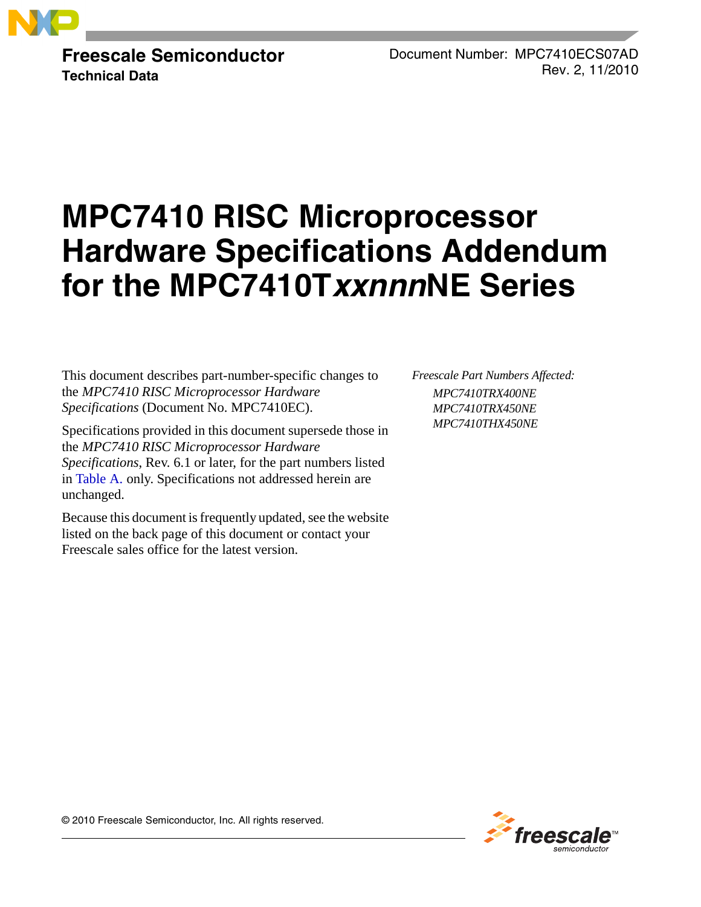**Freescale Semiconductor**
**Technical Data**

Document Number: MPC7410ECS07AD
Rev. 2, 11/2010

# MPC7410 RISC Microprocessor Hardware Specifications Addendum for the MPC7410T*xxnnn*NE Series

This document describes part-number-specific changes to the *MPC7410 RISC Microprocessor Hardware Specifications* (Document No. MPC7410EC).

Specifications provided in this document supersede those in the *MPC7410 RISC Microprocessor Hardware Specifications*, Rev. 6.1 or later, for the part numbers listed in Table A. only. Specifications not addressed herein are unchanged.

Because this document is frequently updated, see the website listed on the back page of this document or contact your Freescale sales office for the latest version.

*Freescale Part Numbers Affected:*

*MPC7410TRX400NE*
*MPC7410TRX450NE*
*MPC7410THX450NE*

© 2010 Freescale Semiconductor, Inc. All rights reserved.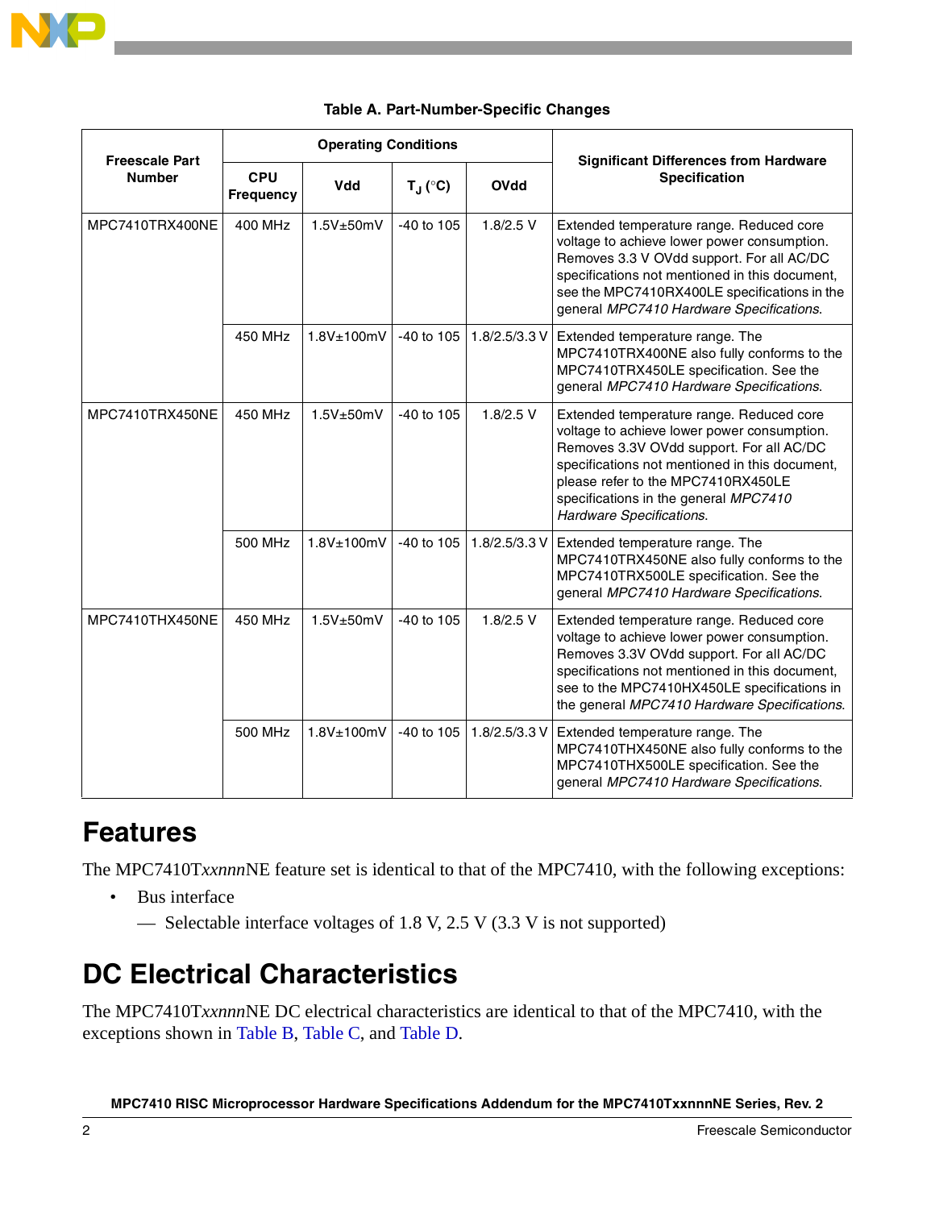**Table A. Part-Number-Specific Changes**

| Freescale Part Number | Operating Conditions | | | | Significant Differences from Hardware Specification |
|---|---|---|---|---|---|
| | CPU Frequency | Vdd | $T_J$ (°C) | OVdd | |
| MPC7410TRX400NE | 400 MHz | 1.5V±50mV | -40 to 105 | 1.8/2.5 V | Extended temperature range. Reduced core voltage to achieve lower power consumption. Removes 3.3 V OVdd support. For all AC/DC specifications not mentioned in this document, see the MPC7410RX400LE specifications in the general *MPC7410 Hardware Specifications*. |
| | 450 MHz | 1.8V±100mV | -40 to 105 | 1.8/2.5/3.3 V | Extended temperature range. The MPC7410TRX400NE also fully conforms to the MPC7410TRX450LE specification. See the general *MPC7410 Hardware Specifications*. |
| MPC7410TRX450NE | 450 MHz | 1.5V±50mV | -40 to 105 | 1.8/2.5 V | Extended temperature range. Reduced core voltage to achieve lower power consumption. Removes 3.3V OVdd support. For all AC/DC specifications not mentioned in this document, please refer to the MPC7410RX450LE specifications in the general *MPC7410 Hardware Specifications*. |
| | 500 MHz | 1.8V±100mV | -40 to 105 | 1.8/2.5/3.3 V | Extended temperature range. The MPC7410TRX450NE also fully conforms to the MPC7410TRX500LE specification. See the general *MPC7410 Hardware Specifications*. |
| MPC7410THX450NE | 450 MHz | 1.5V±50mV | -40 to 105 | 1.8/2.5 V | Extended temperature range. Reduced core voltage to achieve lower power consumption. Removes 3.3V OVdd support. For all AC/DC specifications not mentioned in this document, see to the MPC7410HX450LE specifications in the general *MPC7410 Hardware Specifications*. |
| | 500 MHz | 1.8V±100mV | -40 to 105 | 1.8/2.5/3.3 V | Extended temperature range. The MPC7410THX450NE also fully conforms to the MPC7410THX500LE specification. See the general *MPC7410 Hardware Specifications*. |

# Features

The MPC7410T*xxnnn*NE feature set is identical to that of the MPC7410, with the following exceptions:

- Bus interface
  - Selectable interface voltages of 1.8 V, 2.5 V (3.3 V is not supported)

# DC Electrical Characteristics

The MPC7410T*xxnnn*NE DC electrical characteristics are identical to that of the MPC7410, with the exceptions shown in Table B, Table C, and Table D.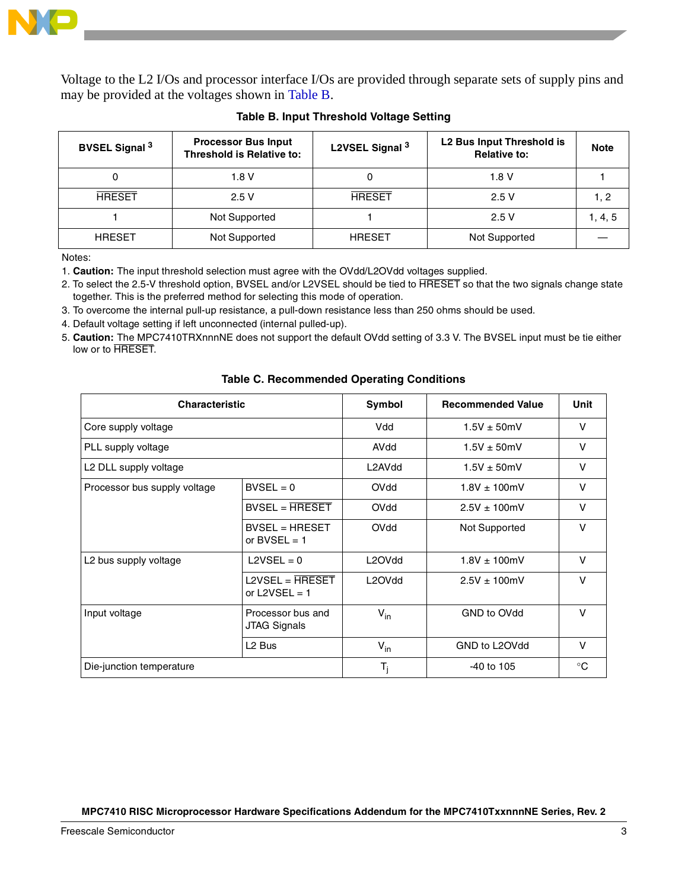Voltage to the L2 I/Os and processor interface I/Os are provided through separate sets of supply pins and may be provided at the voltages shown in Table B.

**Table B. Input Threshold Voltage Setting**

| BVSEL Signal [3] | Processor Bus Input Threshold is Relative to: | L2VSEL Signal [3] | L2 Bus Input Threshold is Relative to: | Note |
|---|---|---|---|---|
| 0 | 1.8 V | 0 | 1.8 V | 1 |
| $\overline{\text{HRESET}}$ | 2.5 V | $\overline{\text{HRESET}}$ | 2.5 V | 1, 2 |
| 1 | Not Supported | 1 | 2.5 V | 1, 4, 5 |
| HRESET | Not Supported | HRESET | Not Supported | — |

Notes:

1. **Caution:** The input threshold selection must agree with the OVdd/L2OVdd voltages supplied.
2. To select the 2.5-V threshold option, BVSEL and/or L2VSEL should be tied to $\overline{\text{HRESET}}$ so that the two signals change state together. This is the preferred method for selecting this mode of operation.
3. To overcome the internal pull-up resistance, a pull-down resistance less than 250 ohms should be used.
4. Default voltage setting if left unconnected (internal pulled-up).
5. **Caution:** The MPC7410TRXnnnNE does not support the default OVdd setting of 3.3 V. The BVSEL input must be tie either low or to $\overline{\text{HRESET}}$.

**Table C. Recommended Operating Conditions**

| Characteristic | | Symbol | Recommended Value | Unit |
|---|---|---|---|---|
| Core supply voltage | | Vdd | 1.5V ± 50mV | V |
| PLL supply voltage | | AVdd | 1.5V ± 50mV | V |
| L2 DLL supply voltage | | L2AVdd | 1.5V ± 50mV | V |
| Processor bus supply voltage | BVSEL = 0 | OVdd | 1.8V ± 100mV | V |
| | BVSEL = $\overline{\text{HRESET}}$ | OVdd | 2.5V ± 100mV | V |
| | BVSEL = HRESET or BVSEL = 1 | OVdd | Not Supported | V |
| L2 bus supply voltage | L2VSEL = 0 | L2OVdd | 1.8V ± 100mV | V |
| | L2VSEL = $\overline{\text{HRESET}}$ or L2VSEL = 1 | L2OVdd | 2.5V ± 100mV | V |
| Input voltage | Processor bus and JTAG Signals | $V_{in}$ | GND to OVdd | V |
| | L2 Bus | $V_{in}$ | GND to L2OVdd | V |
| Die-junction temperature | | $T_j$ | -40 to 105 | °C |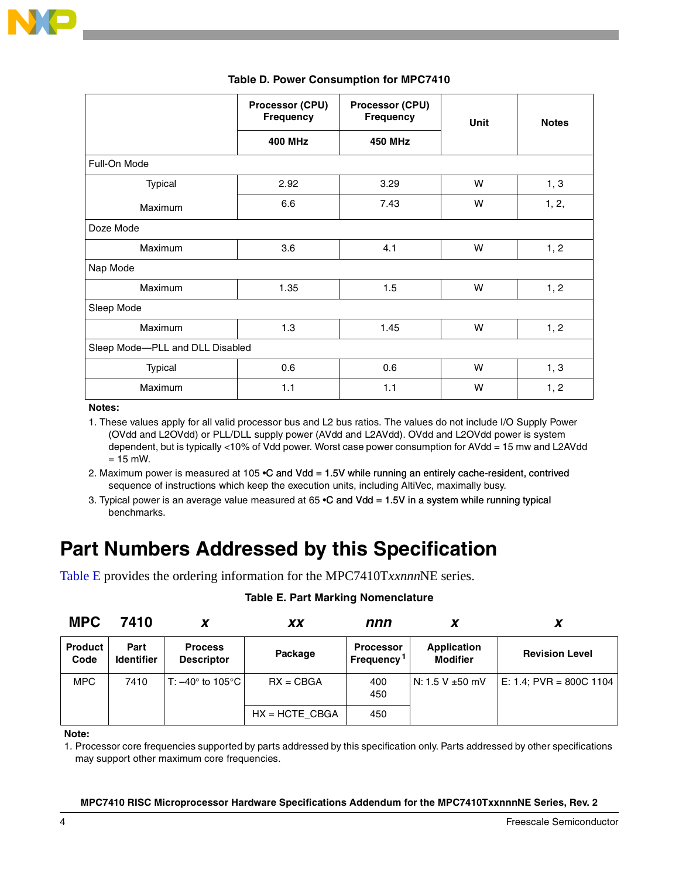**Table D. Power Consumption for MPC7410**

| | Processor (CPU) Frequency | Processor (CPU) Frequency | Unit | Notes |
|---|---|---|---|---|
| | 400 MHz | 450 MHz | | |
| Full-On Mode | | | | |
| Typical | 2.92 | 3.29 | W | 1, 3 |
| Maximum | 6.6 | 7.43 | W | 1, 2, |
| Doze Mode | | | | |
| Maximum | 3.6 | 4.1 | W | 1, 2 |
| Nap Mode | | | | |
| Maximum | 1.35 | 1.5 | W | 1, 2 |
| Sleep Mode | | | | |
| Maximum | 1.3 | 1.45 | W | 1, 2 |
| Sleep Mode—PLL and DLL Disabled | | | | |
| Typical | 0.6 | 0.6 | W | 1, 3 |
| Maximum | 1.1 | 1.1 | W | 1, 2 |

**Notes:**

1. These values apply for all valid processor bus and L2 bus ratios. The values do not include I/O Supply Power (OVdd and L2OVdd) or PLL/DLL supply power (AVdd and L2AVdd). OVdd and L2OVdd power is system dependent, but is typically <10% of Vdd power. Worst case power consumption for AVdd = 15 mw and L2AVdd = 15 mW.
2. Maximum power is measured at 105 •C and Vdd = 1.5V while running an entirely cache-resident, contrived sequence of instructions which keep the execution units, including AltiVec, maximally busy.
3. Typical power is an average value measured at 65 •C and Vdd = 1.5V in a system while running typical benchmarks.

# Part Numbers Addressed by this Specification

Table E provides the ordering information for the MPC7410T*xxnnn*NE series.

**Table E. Part Marking Nomenclature**

| MPC | 7410 | *x* | *xx* | *nnn* | *x* | *x* |
|---|---|---|---|---|---|---|
| **Product Code** | **Part Identifier** | **Process Descriptor** | **Package** | **Processor Frequency**[1] | **Application Modifier** | **Revision Level** |
| MPC | 7410 | T: –40° to 105°C | RX = CBGA | 400<br>450 | N: 1.5 V ±50 mV | E: 1.4; PVR = 800C 1104 |
| | | | HX = HCTE_CBGA | 450 | | |

**Note:**

1. Processor core frequencies supported by parts addressed by this specification only. Parts addressed by other specifications may support other maximum core frequencies.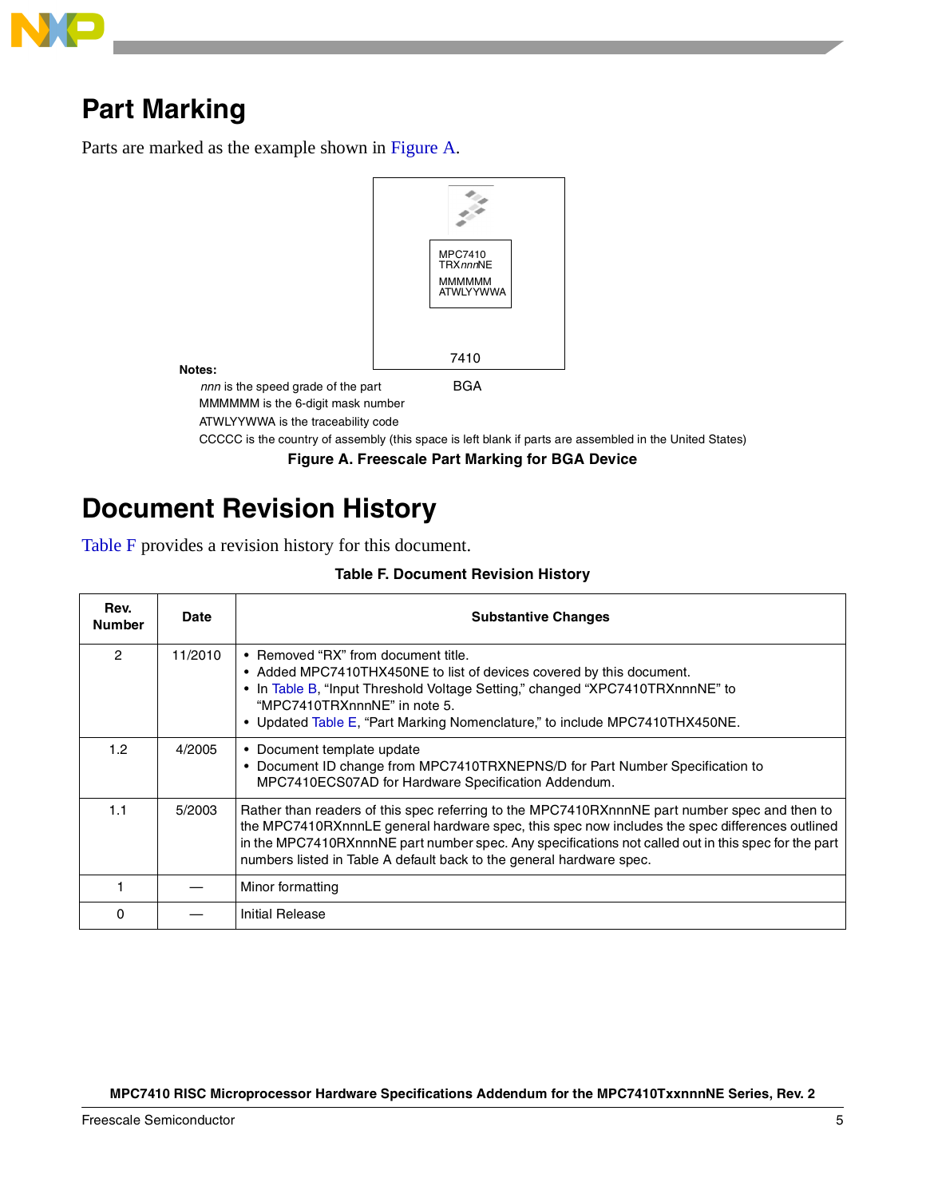# Part Marking

Parts are marked as the example shown in Figure A.

MPC7410
TRX*nnn*NE

MMMMMM
ATWLYYWWA

7410

BGA

**Notes:**

*nnn* is the speed grade of the part

MMMMMM is the 6-digit mask number

ATWLYYWWA is the traceability code

CCCCC is the country of assembly (this space is left blank if parts are assembled in the United States)

**Figure A. Freescale Part Marking for BGA Device**

# Document Revision History

Table F provides a revision history for this document.

**Table F. Document Revision History**

| Rev. Number | Date | Substantive Changes |
|---|---|---|
| 2 | 11/2010 | • Removed “RX” from document title. • Added MPC7410THX450NE to list of devices covered by this document. • In Table B, “Input Threshold Voltage Setting,” changed “XPC7410TRXnnnNE” to “MPC7410TRXnnnNE” in note 5. • Updated Table E, “Part Marking Nomenclature,” to include MPC7410THX450NE. |
| 1.2 | 4/2005 | • Document template update • Document ID change from MPC7410TRXNEPNS/D for Part Number Specification to MPC7410ECS07AD for Hardware Specification Addendum. |
| 1.1 | 5/2003 | Rather than readers of this spec referring to the MPC7410RXnnnNE part number spec and then to the MPC7410RXnnnLE general hardware spec, this spec now includes the spec differences outlined in the MPC7410RXnnnNE part number spec. Any specifications not called out in this spec for the part numbers listed in Table A default back to the general hardware spec. |
| 1 | — | Minor formatting |
| 0 | — | Initial Release |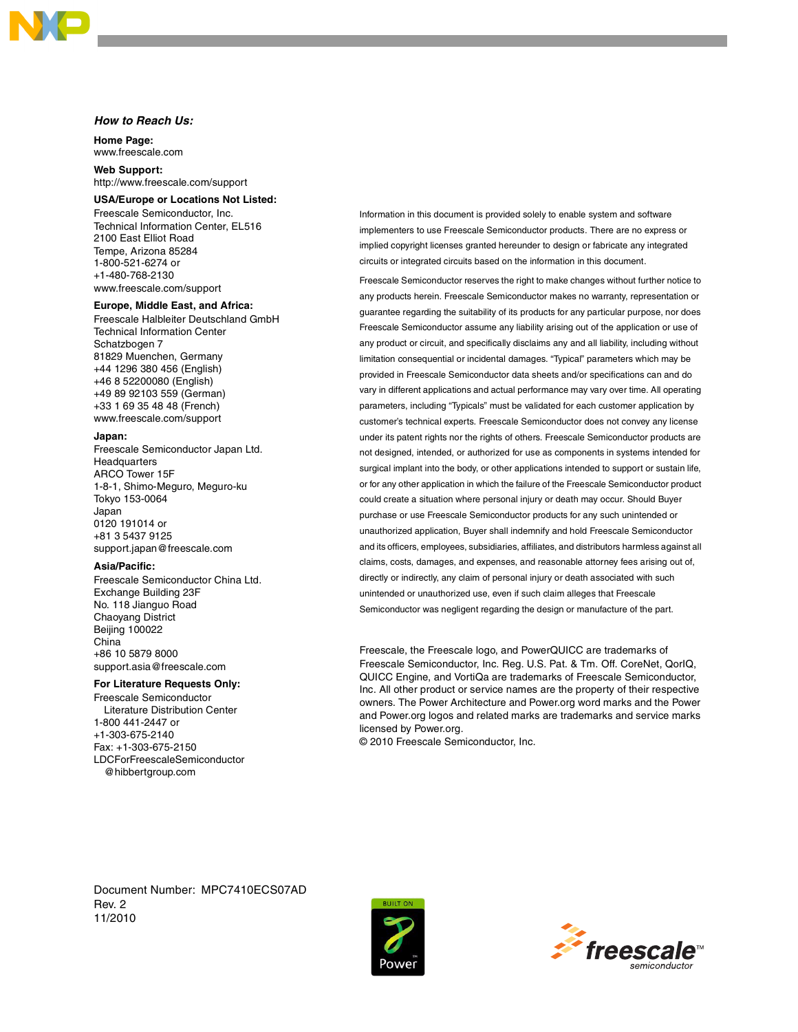*How to Reach Us:*

**Home Page:**
www.freescale.com

**Web Support:**
http://www.freescale.com/support

**USA/Europe or Locations Not Listed:**
Freescale Semiconductor, Inc.
Technical Information Center, EL516
2100 East Elliot Road
Tempe, Arizona 85284
1-800-521-6274 or
+1-480-768-2130
www.freescale.com/support

**Europe, Middle East, and Africa:**
Freescale Halbleiter Deutschland GmbH
Technical Information Center
Schatzbogen 7
81829 Muenchen, Germany
+44 1296 380 456 (English)
+46 8 52200080 (English)
+49 89 92103 559 (German)
+33 1 69 35 48 48 (French)
www.freescale.com/support

**Japan:**
Freescale Semiconductor Japan Ltd.
Headquarters
ARCO Tower 15F
1-8-1, Shimo-Meguro, Meguro-ku
Tokyo 153-0064
Japan
0120 191014 or
+81 3 5437 9125
support.japan@freescale.com

**Asia/Pacific:**
Freescale Semiconductor China Ltd.
Exchange Building 23F
No. 118 Jianguo Road
Chaoyang District
Beijing 100022
China
+86 10 5879 8000
support.asia@freescale.com

**For Literature Requests Only:**
Freescale Semiconductor
Literature Distribution Center
1-800 441-2447 or
+1-303-675-2140
Fax: +1-303-675-2150
LDCForFreescaleSemiconductor
@hibbertgroup.com

Information in this document is provided solely to enable system and software implementers to use Freescale Semiconductor products. There are no express or implied copyright licenses granted hereunder to design or fabricate any integrated circuits or integrated circuits based on the information in this document.

Freescale Semiconductor reserves the right to make changes without further notice to any products herein. Freescale Semiconductor makes no warranty, representation or guarantee regarding the suitability of its products for any particular purpose, nor does Freescale Semiconductor assume any liability arising out of the application or use of any product or circuit, and specifically disclaims any and all liability, including without limitation consequential or incidental damages. “Typical” parameters which may be provided in Freescale Semiconductor data sheets and/or specifications can and do vary in different applications and actual performance may vary over time. All operating parameters, including “Typicals” must be validated for each customer application by customer’s technical experts. Freescale Semiconductor does not convey any license under its patent rights nor the rights of others. Freescale Semiconductor products are not designed, intended, or authorized for use as components in systems intended for surgical implant into the body, or other applications intended to support or sustain life, or for any other application in which the failure of the Freescale Semiconductor product could create a situation where personal injury or death may occur. Should Buyer purchase or use Freescale Semiconductor products for any such unintended or unauthorized application, Buyer shall indemnify and hold Freescale Semiconductor and its officers, employees, subsidiaries, affiliates, and distributors harmless against all claims, costs, damages, and expenses, and reasonable attorney fees arising out of, directly or indirectly, any claim of personal injury or death associated with such unintended or unauthorized use, even if such claim alleges that Freescale Semiconductor was negligent regarding the design or manufacture of the part.

Freescale, the Freescale logo, and PowerQUICC are trademarks of Freescale Semiconductor, Inc. Reg. U.S. Pat. & Tm. Off. CoreNet, QorIQ, QUICC Engine, and VortiQa are trademarks of Freescale Semiconductor, Inc. All other product or service names are the property of their respective owners. The Power Architecture and Power.org word marks and the Power and Power.org logos and related marks are trademarks and service marks licensed by Power.org.
© 2010 Freescale Semiconductor, Inc.

Document Number: MPC7410ECS07AD
Rev. 2
11/2010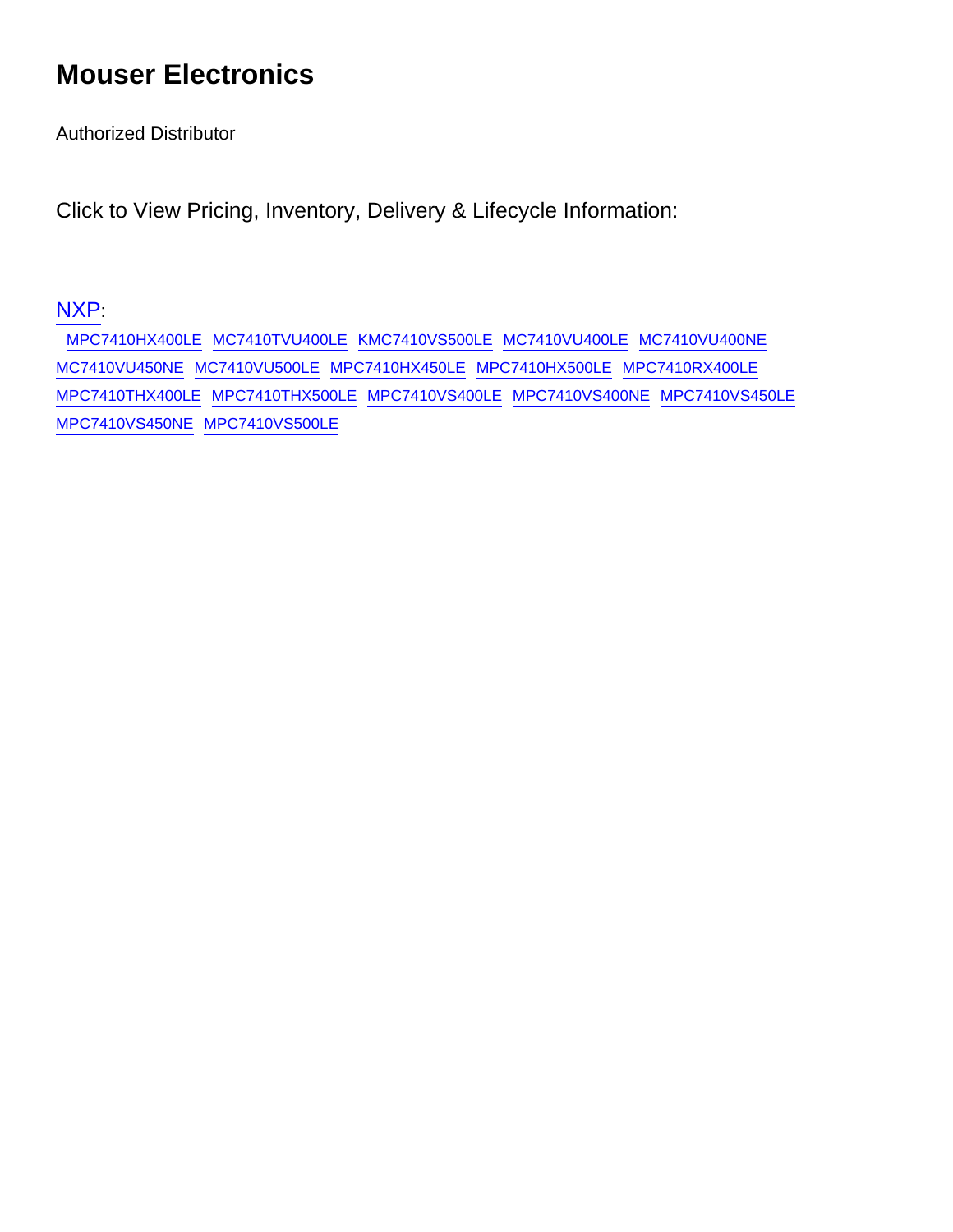# Mouser Electronics

Authorized Distributor

Click to View Pricing, Inventory, Delivery & Lifecycle Information:

NXP:

MPC7410HX400LE MC7410TVU400LE KMC7410VS500LE MC7410VU400LE MC7410VU400NE MC7410VU450NE MC7410VU500LE MPC7410HX450LE MPC7410HX500LE MPC7410RX400LE MPC7410THX400LE MPC7410THX500LE MPC7410VS400LE MPC7410VS400NE MPC7410VS450LE MPC7410VS450NE MPC7410VS500LE